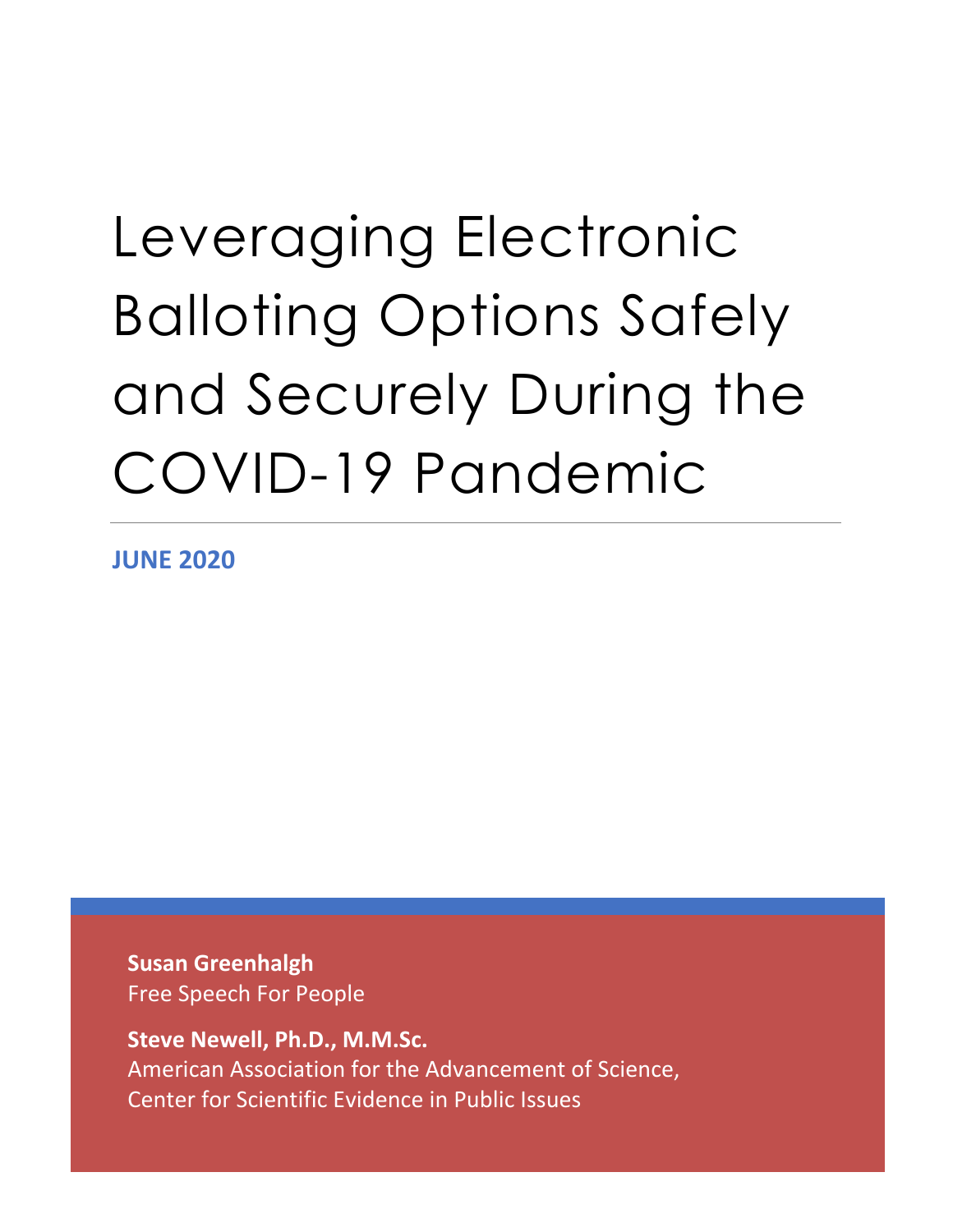# Leveraging Electronic Balloting Options Safely and Securely During the COVID-19 Pandemic

**JUNE 2020**

**Susan Greenhalgh**
Free Speech For People

**Steve Newell, Ph.D., M.M.Sc.**
American Association for the Advancement of Science,
Center for Scientific Evidence in Public Issues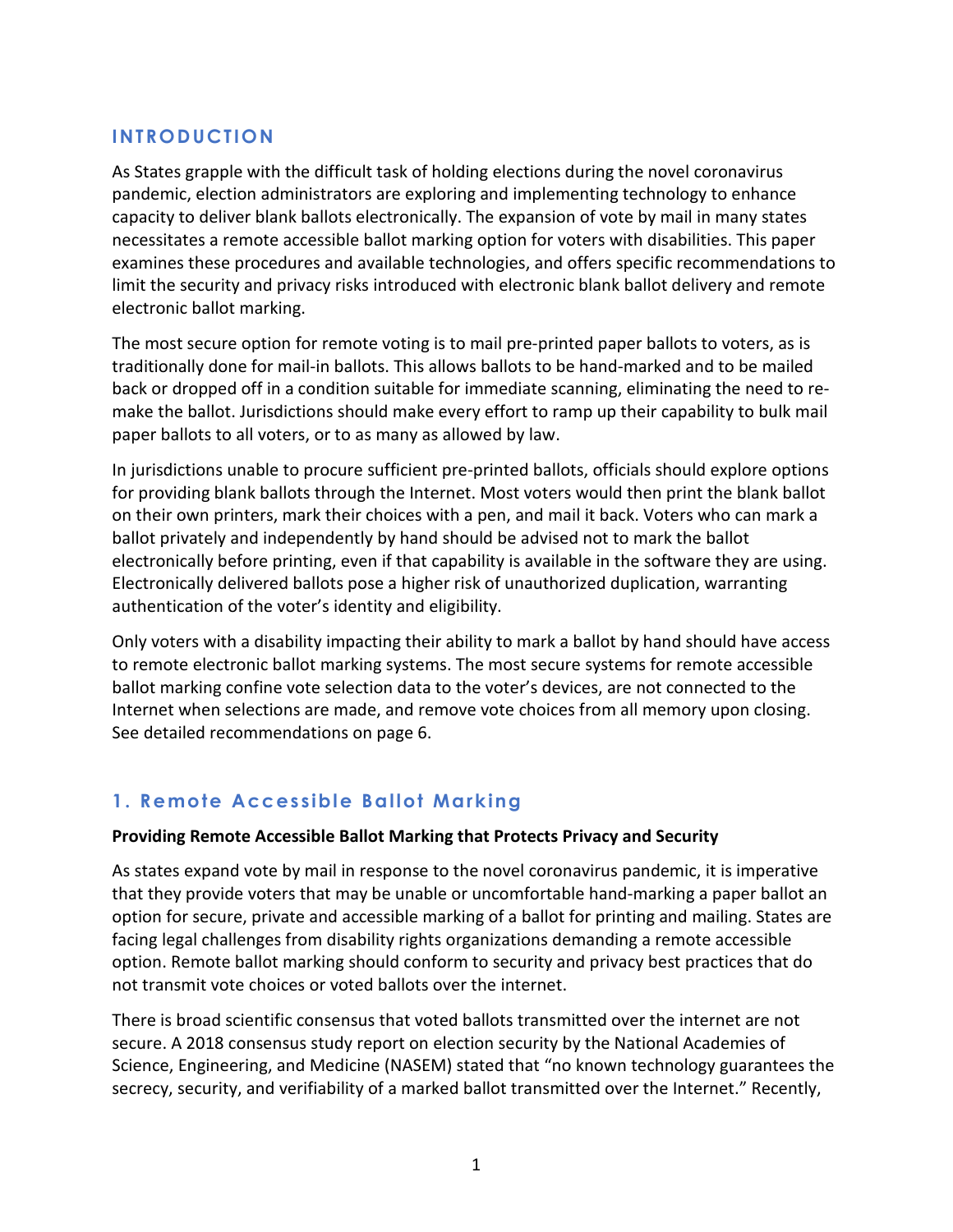## INTRODUCTION

As States grapple with the difficult task of holding elections during the novel coronavirus pandemic, election administrators are exploring and implementing technology to enhance capacity to deliver blank ballots electronically. The expansion of vote by mail in many states necessitates a remote accessible ballot marking option for voters with disabilities. This paper examines these procedures and available technologies, and offers specific recommendations to limit the security and privacy risks introduced with electronic blank ballot delivery and remote electronic ballot marking.

The most secure option for remote voting is to mail pre-printed paper ballots to voters, as is traditionally done for mail-in ballots. This allows ballots to be hand-marked and to be mailed back or dropped off in a condition suitable for immediate scanning, eliminating the need to re-make the ballot. Jurisdictions should make every effort to ramp up their capability to bulk mail paper ballots to all voters, or to as many as allowed by law.

In jurisdictions unable to procure sufficient pre-printed ballots, officials should explore options for providing blank ballots through the Internet. Most voters would then print the blank ballot on their own printers, mark their choices with a pen, and mail it back. Voters who can mark a ballot privately and independently by hand should be advised not to mark the ballot electronically before printing, even if that capability is available in the software they are using. Electronically delivered ballots pose a higher risk of unauthorized duplication, warranting authentication of the voter's identity and eligibility.

Only voters with a disability impacting their ability to mark a ballot by hand should have access to remote electronic ballot marking systems. The most secure systems for remote accessible ballot marking confine vote selection data to the voter's devices, are not connected to the Internet when selections are made, and remove vote choices from all memory upon closing. See detailed recommendations on page 6.

## 1. Remote Accessible Ballot Marking

**Providing Remote Accessible Ballot Marking that Protects Privacy and Security**

As states expand vote by mail in response to the novel coronavirus pandemic, it is imperative that they provide voters that may be unable or uncomfortable hand-marking a paper ballot an option for secure, private and accessible marking of a ballot for printing and mailing. States are facing legal challenges from disability rights organizations demanding a remote accessible option. Remote ballot marking should conform to security and privacy best practices that do not transmit vote choices or voted ballots over the internet.

There is broad scientific consensus that voted ballots transmitted over the internet are not secure. A 2018 consensus study report on election security by the National Academies of Science, Engineering, and Medicine (NASEM) stated that "no known technology guarantees the secrecy, security, and verifiability of a marked ballot transmitted over the Internet." Recently,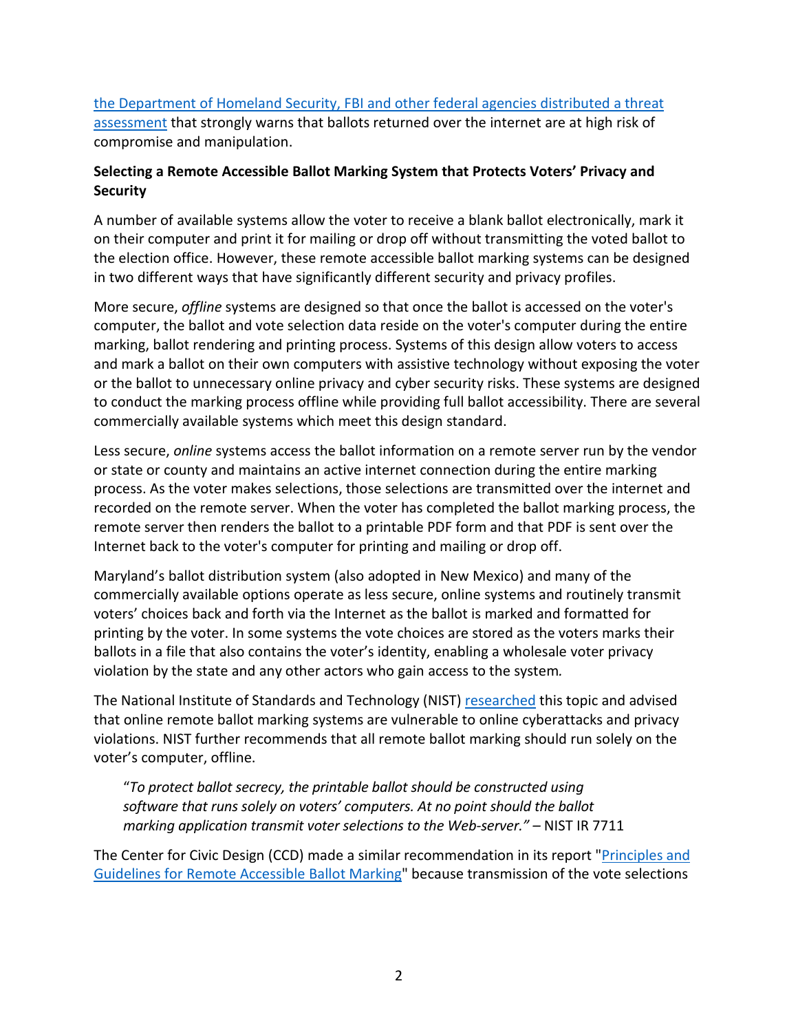[the Department of Homeland Security, FBI and other federal agencies distributed a threat assessment](#) that strongly warns that ballots returned over the internet are at high risk of compromise and manipulation.

**Selecting a Remote Accessible Ballot Marking System that Protects Voters' Privacy and Security**

A number of available systems allow the voter to receive a blank ballot electronically, mark it on their computer and print it for mailing or drop off without transmitting the voted ballot to the election office. However, these remote accessible ballot marking systems can be designed in two different ways that have significantly different security and privacy profiles.

More secure, *offline* systems are designed so that once the ballot is accessed on the voter's computer, the ballot and vote selection data reside on the voter's computer during the entire marking, ballot rendering and printing process. Systems of this design allow voters to access and mark a ballot on their own computers with assistive technology without exposing the voter or the ballot to unnecessary online privacy and cyber security risks. These systems are designed to conduct the marking process offline while providing full ballot accessibility. There are several commercially available systems which meet this design standard.

Less secure, *online* systems access the ballot information on a remote server run by the vendor or state or county and maintains an active internet connection during the entire marking process. As the voter makes selections, those selections are transmitted over the internet and recorded on the remote server. When the voter has completed the ballot marking process, the remote server then renders the ballot to a printable PDF form and that PDF is sent over the Internet back to the voter's computer for printing and mailing or drop off.

Maryland's ballot distribution system (also adopted in New Mexico) and many of the commercially available options operate as less secure, online systems and routinely transmit voters' choices back and forth via the Internet as the ballot is marked and formatted for printing by the voter. In some systems the vote choices are stored as the voters marks their ballots in a file that also contains the voter's identity, enabling a wholesale voter privacy violation by the state and any other actors who gain access to the system.

The National Institute of Standards and Technology (NIST) [researched](#) this topic and advised that online remote ballot marking systems are vulnerable to online cyberattacks and privacy violations. NIST further recommends that all remote ballot marking should run solely on the voter's computer, offline.

> "*To protect ballot secrecy, the printable ballot should be constructed using software that runs solely on voters' computers. At no point should the ballot marking application transmit voter selections to the Web-server.*" – NIST IR 7711

The Center for Civic Design (CCD) made a similar recommendation in its report "[Principles and Guidelines for Remote Accessible Ballot Marking](#)" because transmission of the vote selections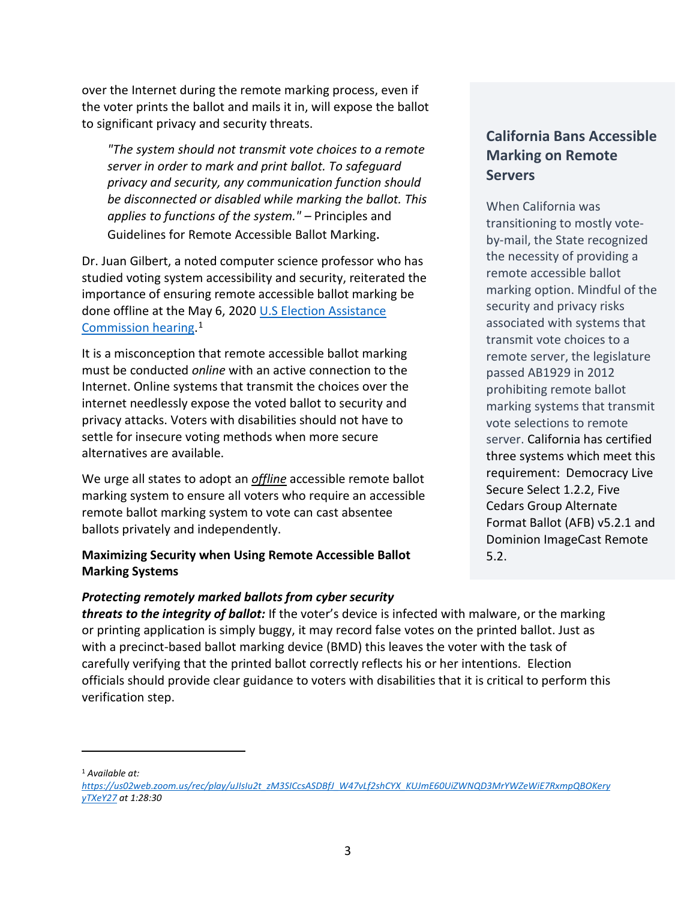over the Internet during the remote marking process, even if the voter prints the ballot and mails it in, will expose the ballot to significant privacy and security threats.

> *"The system should not transmit vote choices to a remote server in order to mark and print ballot. To safeguard privacy and security, any communication function should be disconnected or disabled while marking the ballot. This applies to functions of the system."* – Principles and Guidelines for Remote Accessible Ballot Marking.

Dr. Juan Gilbert, a noted computer science professor who has studied voting system accessibility and security, reiterated the importance of ensuring remote accessible ballot marking be done offline at the May 6, 2020 [U.S Election Assistance Commission hearing](https://us02web.zoom.us/rec/play/uJlsIu2t_zM3SICcsASDBfJ_W47vLf2shCYX_KUJmE60UiZWNQD3MrYWZeWiE7RxmpQBOKeryyTXeY27).[1]

It is a misconception that remote accessible ballot marking must be conducted *online* with an active connection to the Internet. Online systems that transmit the choices over the internet needlessly expose the voted ballot to security and privacy attacks. Voters with disabilities should not have to settle for insecure voting methods when more secure alternatives are available.

We urge all states to adopt an ***offline*** accessible remote ballot marking system to ensure all voters who require an accessible remote ballot marking system to vote can cast absentee ballots privately and independently.

### California Bans Accessible Marking on Remote Servers

When California was transitioning to mostly vote-by-mail, the State recognized the necessity of providing a remote accessible ballot marking option. Mindful of the security and privacy risks associated with systems that transmit vote choices to a remote server, the legislature passed AB1929 in 2012 prohibiting remote ballot marking systems that transmit vote selections to remote server. California has certified three systems which meet this requirement: Democracy Live Secure Select 1.2.2, Five Cedars Group Alternate Format Ballot (AFB) v5.2.1 and Dominion ImageCast Remote 5.2.

**Maximizing Security when Using Remote Accessible Ballot Marking Systems**

***Protecting remotely marked ballots from cyber security threats to the integrity of ballot:*** If the voter's device is infected with malware, or the marking or printing application is simply buggy, it may record false votes on the printed ballot. Just as with a precinct-based ballot marking device (BMD) this leaves the voter with the task of carefully verifying that the printed ballot correctly reflects his or her intentions. Election officials should provide clear guidance to voters with disabilities that it is critical to perform this verification step.

---

[1] *Available at: https://us02web.zoom.us/rec/play/uJlsIu2t_zM3SICcsASDBfJ_W47vLf2shCYX_KUJmE60UiZWNQD3MrYWZeWiE7RxmpQBOKeryyTXeY27 at 1:28:30*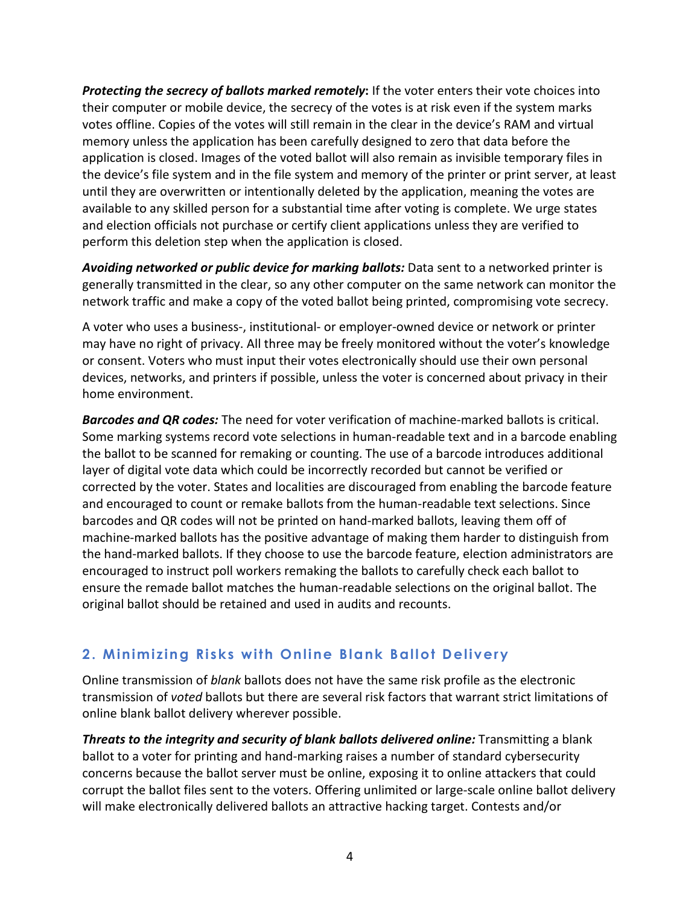***Protecting the secrecy of ballots marked remotely*:** If the voter enters their vote choices into their computer or mobile device, the secrecy of the votes is at risk even if the system marks votes offline. Copies of the votes will still remain in the clear in the device's RAM and virtual memory unless the application has been carefully designed to zero that data before the application is closed. Images of the voted ballot will also remain as invisible temporary files in the device's file system and in the file system and memory of the printer or print server, at least until they are overwritten or intentionally deleted by the application, meaning the votes are available to any skilled person for a substantial time after voting is complete. We urge states and election officials not purchase or certify client applications unless they are verified to perform this deletion step when the application is closed.

***Avoiding networked or public device for marking ballots:*** Data sent to a networked printer is generally transmitted in the clear, so any other computer on the same network can monitor the network traffic and make a copy of the voted ballot being printed, compromising vote secrecy.

A voter who uses a business-, institutional- or employer-owned device or network or printer may have no right of privacy. All three may be freely monitored without the voter's knowledge or consent. Voters who must input their votes electronically should use their own personal devices, networks, and printers if possible, unless the voter is concerned about privacy in their home environment.

***Barcodes and QR codes:*** The need for voter verification of machine-marked ballots is critical. Some marking systems record vote selections in human-readable text and in a barcode enabling the ballot to be scanned for remaking or counting. The use of a barcode introduces additional layer of digital vote data which could be incorrectly recorded but cannot be verified or corrected by the voter. States and localities are discouraged from enabling the barcode feature and encouraged to count or remake ballots from the human-readable text selections. Since barcodes and QR codes will not be printed on hand-marked ballots, leaving them off of machine-marked ballots has the positive advantage of making them harder to distinguish from the hand-marked ballots. If they choose to use the barcode feature, election administrators are encouraged to instruct poll workers remaking the ballots to carefully check each ballot to ensure the remade ballot matches the human-readable selections on the original ballot. The original ballot should be retained and used in audits and recounts.

## 2. Minimizing Risks with Online Blank Ballot Delivery

Online transmission of *blank* ballots does not have the same risk profile as the electronic transmission of *voted* ballots but there are several risk factors that warrant strict limitations of online blank ballot delivery wherever possible.

***Threats to the integrity and security of blank ballots delivered online:*** Transmitting a blank ballot to a voter for printing and hand-marking raises a number of standard cybersecurity concerns because the ballot server must be online, exposing it to online attackers that could corrupt the ballot files sent to the voters. Offering unlimited or large-scale online ballot delivery will make electronically delivered ballots an attractive hacking target. Contests and/or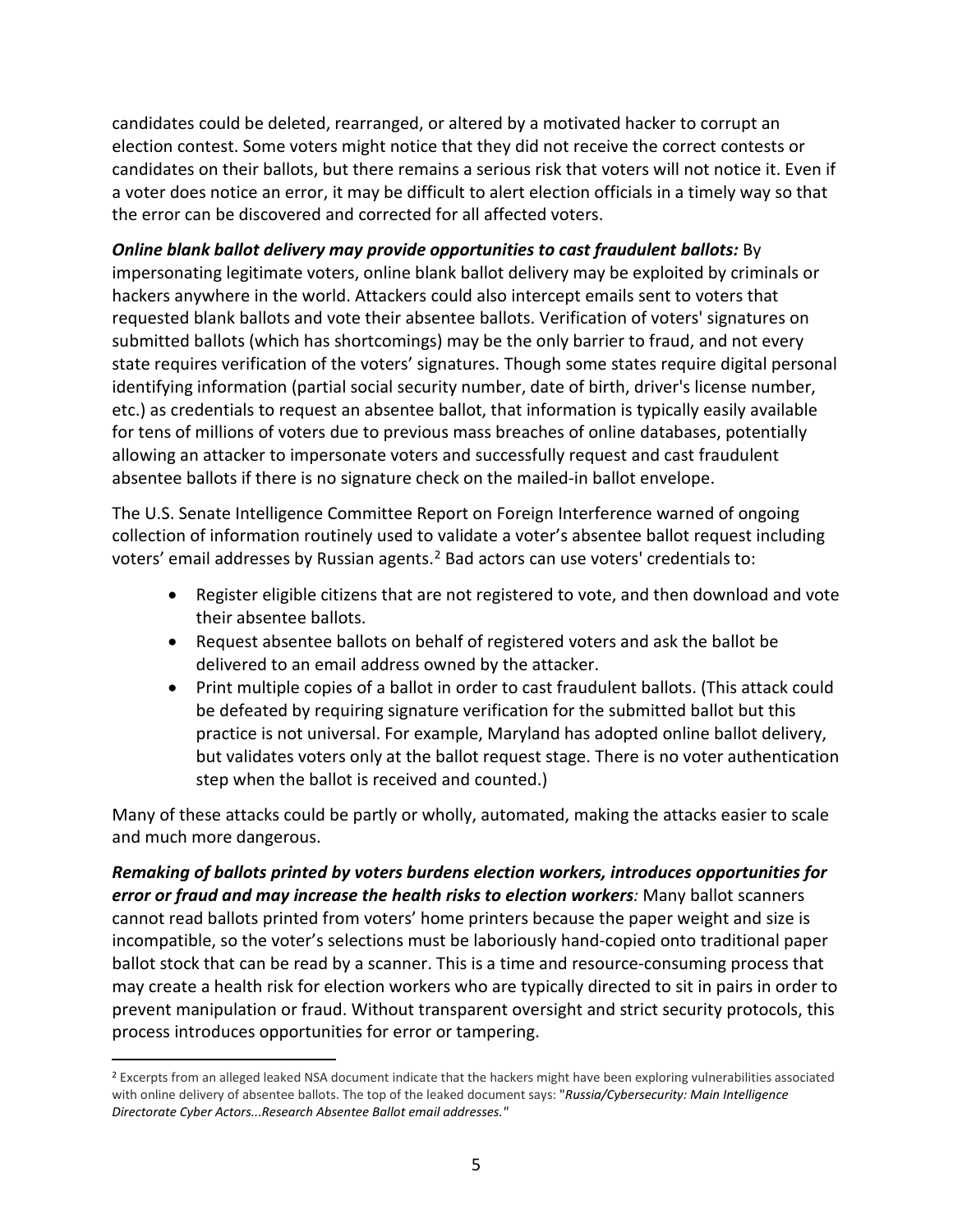candidates could be deleted, rearranged, or altered by a motivated hacker to corrupt an election contest. Some voters might notice that they did not receive the correct contests or candidates on their ballots, but there remains a serious risk that voters will not notice it. Even if a voter does notice an error, it may be difficult to alert election officials in a timely way so that the error can be discovered and corrected for all affected voters.

***Online blank ballot delivery may provide opportunities to cast fraudulent ballots:*** By impersonating legitimate voters, online blank ballot delivery may be exploited by criminals or hackers anywhere in the world. Attackers could also intercept emails sent to voters that requested blank ballots and vote their absentee ballots. Verification of voters' signatures on submitted ballots (which has shortcomings) may be the only barrier to fraud, and not every state requires verification of the voters' signatures. Though some states require digital personal identifying information (partial social security number, date of birth, driver's license number, etc.) as credentials to request an absentee ballot, that information is typically easily available for tens of millions of voters due to previous mass breaches of online databases, potentially allowing an attacker to impersonate voters and successfully request and cast fraudulent absentee ballots if there is no signature check on the mailed-in ballot envelope.

The U.S. Senate Intelligence Committee Report on Foreign Interference warned of ongoing collection of information routinely used to validate a voter's absentee ballot request including voters' email addresses by Russian agents.[2] Bad actors can use voters' credentials to:

- Register eligible citizens that are not registered to vote, and then download and vote their absentee ballots.
- Request absentee ballots on behalf of registered voters and ask the ballot be delivered to an email address owned by the attacker.
- Print multiple copies of a ballot in order to cast fraudulent ballots. (This attack could be defeated by requiring signature verification for the submitted ballot but this practice is not universal. For example, Maryland has adopted online ballot delivery, but validates voters only at the ballot request stage. There is no voter authentication step when the ballot is received and counted.)

Many of these attacks could be partly or wholly, automated, making the attacks easier to scale and much more dangerous.

***Remaking of ballots printed by voters burdens election workers, introduces opportunities for error or fraud and may increase the health risks to election workers:*** Many ballot scanners cannot read ballots printed from voters' home printers because the paper weight and size is incompatible, so the voter's selections must be laboriously hand-copied onto traditional paper ballot stock that can be read by a scanner. This is a time and resource-consuming process that may create a health risk for election workers who are typically directed to sit in pairs in order to prevent manipulation or fraud. Without transparent oversight and strict security protocols, this process introduces opportunities for error or tampering.

---

[2] Excerpts from an alleged leaked NSA document indicate that the hackers might have been exploring vulnerabilities associated with online delivery of absentee ballots. The top of the leaked document says: "*Russia/Cybersecurity: Main Intelligence Directorate Cyber Actors...Research Absentee Ballot email addresses.*"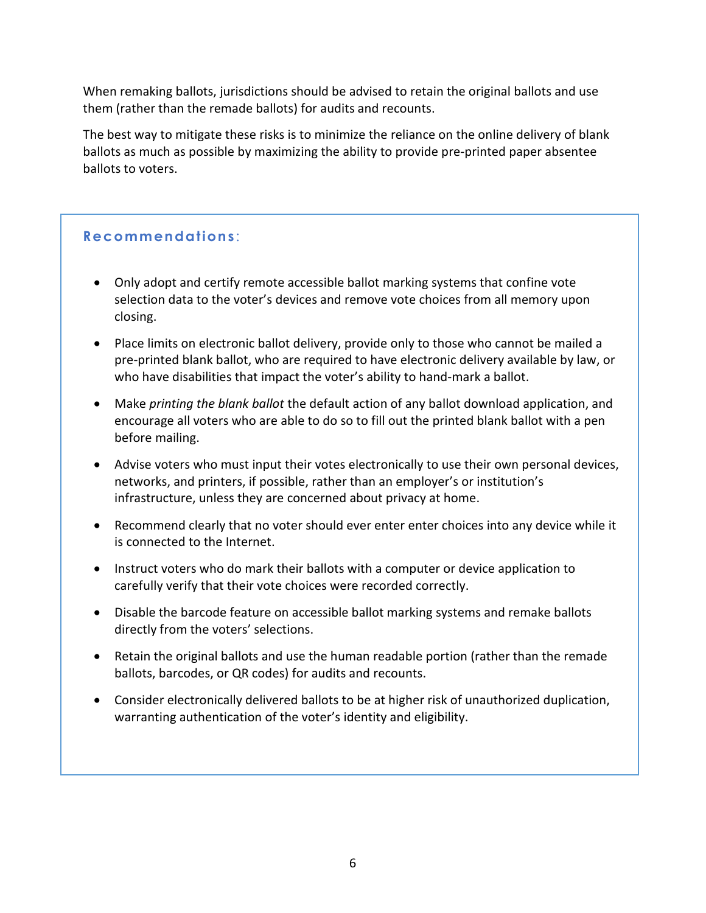When remaking ballots, jurisdictions should be advised to retain the original ballots and use them (rather than the remade ballots) for audits and recounts.

The best way to mitigate these risks is to minimize the reliance on the online delivery of blank ballots as much as possible by maximizing the ability to provide pre-printed paper absentee ballots to voters.

### Recommendations:

- Only adopt and certify remote accessible ballot marking systems that confine vote selection data to the voter's devices and remove vote choices from all memory upon closing.
- Place limits on electronic ballot delivery, provide only to those who cannot be mailed a pre-printed blank ballot, who are required to have electronic delivery available by law, or who have disabilities that impact the voter's ability to hand-mark a ballot.
- Make *printing the blank ballot* the default action of any ballot download application, and encourage all voters who are able to do so to fill out the printed blank ballot with a pen before mailing.
- Advise voters who must input their votes electronically to use their own personal devices, networks, and printers, if possible, rather than an employer's or institution's infrastructure, unless they are concerned about privacy at home.
- Recommend clearly that no voter should ever enter enter choices into any device while it is connected to the Internet.
- Instruct voters who do mark their ballots with a computer or device application to carefully verify that their vote choices were recorded correctly.
- Disable the barcode feature on accessible ballot marking systems and remake ballots directly from the voters' selections.
- Retain the original ballots and use the human readable portion (rather than the remade ballots, barcodes, or QR codes) for audits and recounts.
- Consider electronically delivered ballots to be at higher risk of unauthorized duplication, warranting authentication of the voter's identity and eligibility.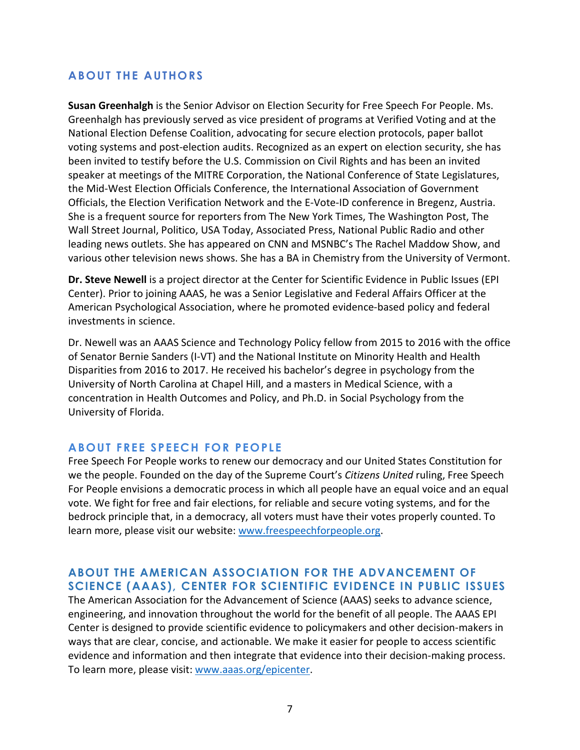## ABOUT THE AUTHORS

**Susan Greenhalgh** is the Senior Advisor on Election Security for Free Speech For People. Ms. Greenhalgh has previously served as vice president of programs at Verified Voting and at the National Election Defense Coalition, advocating for secure election protocols, paper ballot voting systems and post-election audits. Recognized as an expert on election security, she has been invited to testify before the U.S. Commission on Civil Rights and has been an invited speaker at meetings of the MITRE Corporation, the National Conference of State Legislatures, the Mid-West Election Officials Conference, the International Association of Government Officials, the Election Verification Network and the E-Vote-ID conference in Bregenz, Austria. She is a frequent source for reporters from The New York Times, The Washington Post, The Wall Street Journal, Politico, USA Today, Associated Press, National Public Radio and other leading news outlets. She has appeared on CNN and MSNBC's The Rachel Maddow Show, and various other television news shows. She has a BA in Chemistry from the University of Vermont.

**Dr. Steve Newell** is a project director at the Center for Scientific Evidence in Public Issues (EPI Center). Prior to joining AAAS, he was a Senior Legislative and Federal Affairs Officer at the American Psychological Association, where he promoted evidence-based policy and federal investments in science.

Dr. Newell was an AAAS Science and Technology Policy fellow from 2015 to 2016 with the office of Senator Bernie Sanders (I-VT) and the National Institute on Minority Health and Health Disparities from 2016 to 2017. He received his bachelor's degree in psychology from the University of North Carolina at Chapel Hill, and a masters in Medical Science, with a concentration in Health Outcomes and Policy, and Ph.D. in Social Psychology from the University of Florida.

## ABOUT FREE SPEECH FOR PEOPLE

Free Speech For People works to renew our democracy and our United States Constitution for we the people. Founded on the day of the Supreme Court's *Citizens United* ruling, Free Speech For People envisions a democratic process in which all people have an equal voice and an equal vote. We fight for free and fair elections, for reliable and secure voting systems, and for the bedrock principle that, in a democracy, all voters must have their votes properly counted. To learn more, please visit our website: [www.freespeechforpeople.org](http://www.freespeechforpeople.org).

## ABOUT THE AMERICAN ASSOCIATION FOR THE ADVANCEMENT OF SCIENCE (AAAS), CENTER FOR SCIENTIFIC EVIDENCE IN PUBLIC ISSUES

The American Association for the Advancement of Science (AAAS) seeks to advance science, engineering, and innovation throughout the world for the benefit of all people. The AAAS EPI Center is designed to provide scientific evidence to policymakers and other decision-makers in ways that are clear, concise, and actionable. We make it easier for people to access scientific evidence and information and then integrate that evidence into their decision-making process. To learn more, please visit: [www.aaas.org/epicenter](http://www.aaas.org/epicenter).